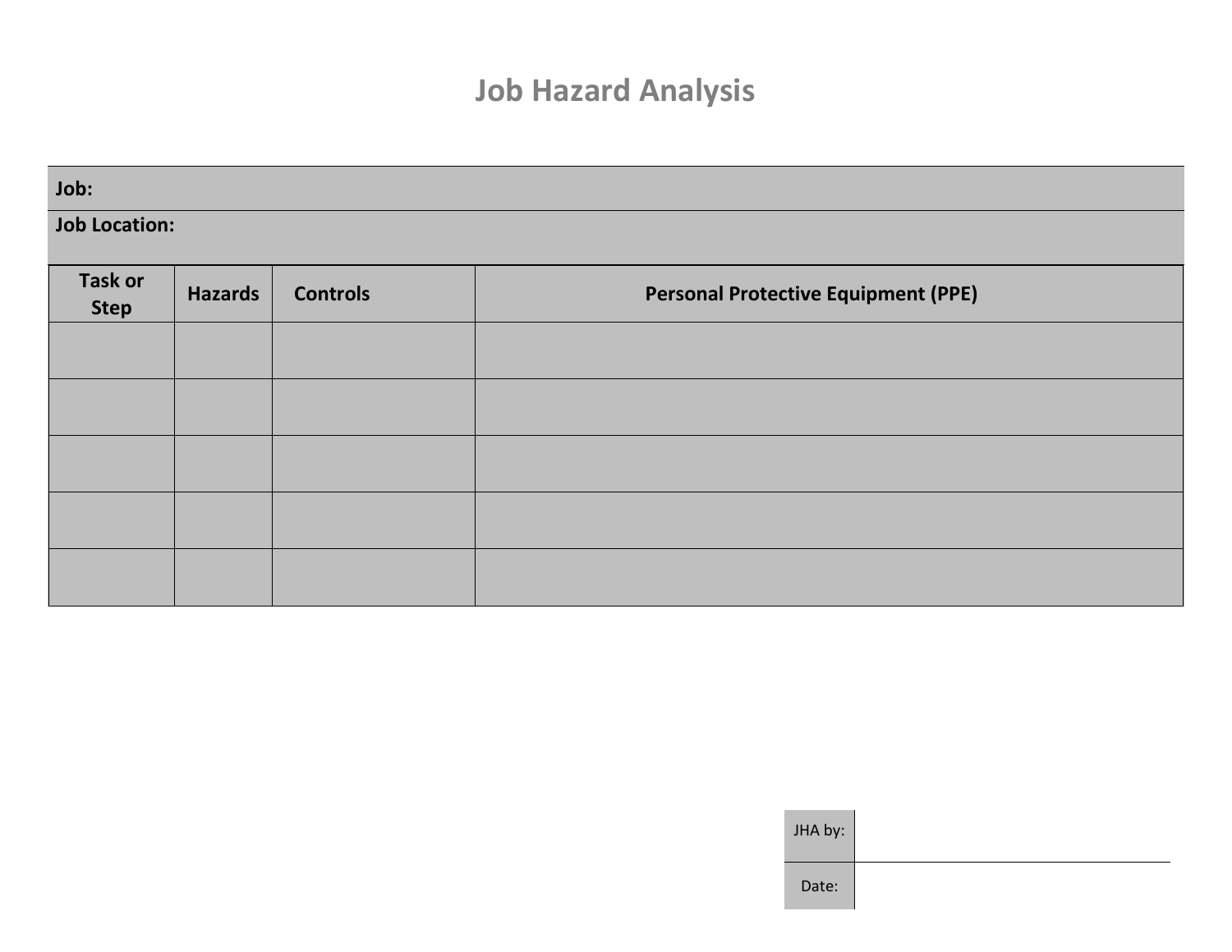# Job Hazard Analysis

**Job:**

**Job Location:**

| Task or Step | Hazards | Controls | Personal Protective Equipment (PPE) |
|---|---|---|---|
| | | | |
| | | | |
| | | | |
| | | | |
| | | | |

| | |
|---|---|
| JHA by: | |
| Date: | |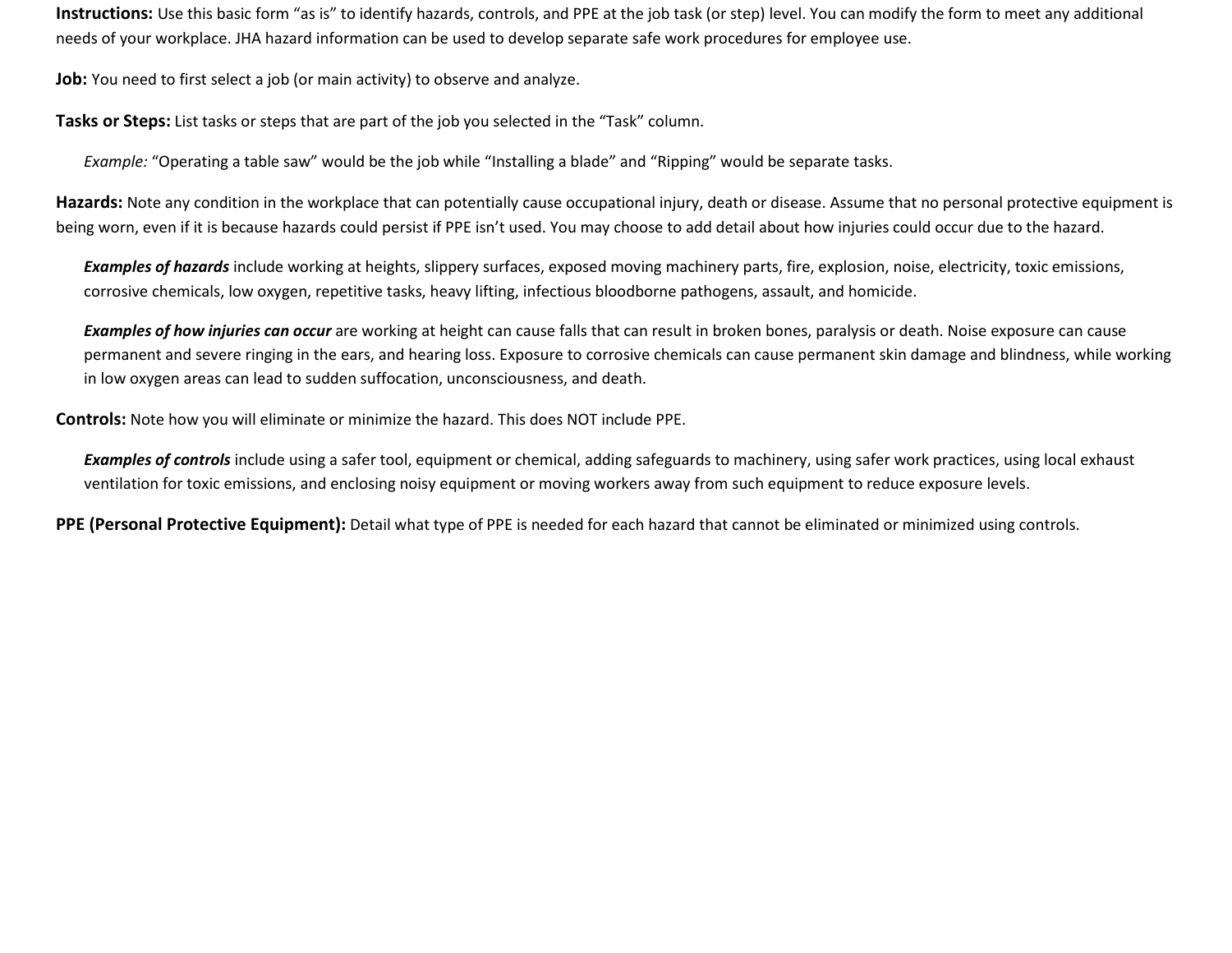**Instructions:** Use this basic form "as is" to identify hazards, controls, and PPE at the job task (or step) level. You can modify the form to meet any additional needs of your workplace. JHA hazard information can be used to develop separate safe work procedures for employee use.

**Job:** You need to first select a job (or main activity) to observe and analyze.

**Tasks or Steps:** List tasks or steps that are part of the job you selected in the "Task" column.

> *Example:* "Operating a table saw" would be the job while "Installing a blade" and "Ripping" would be separate tasks.

**Hazards:** Note any condition in the workplace that can potentially cause occupational injury, death or disease. Assume that no personal protective equipment is being worn, even if it is because hazards could persist if PPE isn't used. You may choose to add detail about how injuries could occur due to the hazard.

> ***Examples of hazards*** include working at heights, slippery surfaces, exposed moving machinery parts, fire, explosion, noise, electricity, toxic emissions, corrosive chemicals, low oxygen, repetitive tasks, heavy lifting, infectious bloodborne pathogens, assault, and homicide.

> ***Examples of how injuries can occur*** are working at height can cause falls that can result in broken bones, paralysis or death. Noise exposure can cause permanent and severe ringing in the ears, and hearing loss. Exposure to corrosive chemicals can cause permanent skin damage and blindness, while working in low oxygen areas can lead to sudden suffocation, unconsciousness, and death.

**Controls:** Note how you will eliminate or minimize the hazard. This does NOT include PPE.

> ***Examples of controls*** include using a safer tool, equipment or chemical, adding safeguards to machinery, using safer work practices, using local exhaust ventilation for toxic emissions, and enclosing noisy equipment or moving workers away from such equipment to reduce exposure levels.

**PPE (Personal Protective Equipment):** Detail what type of PPE is needed for each hazard that cannot be eliminated or minimized using controls.